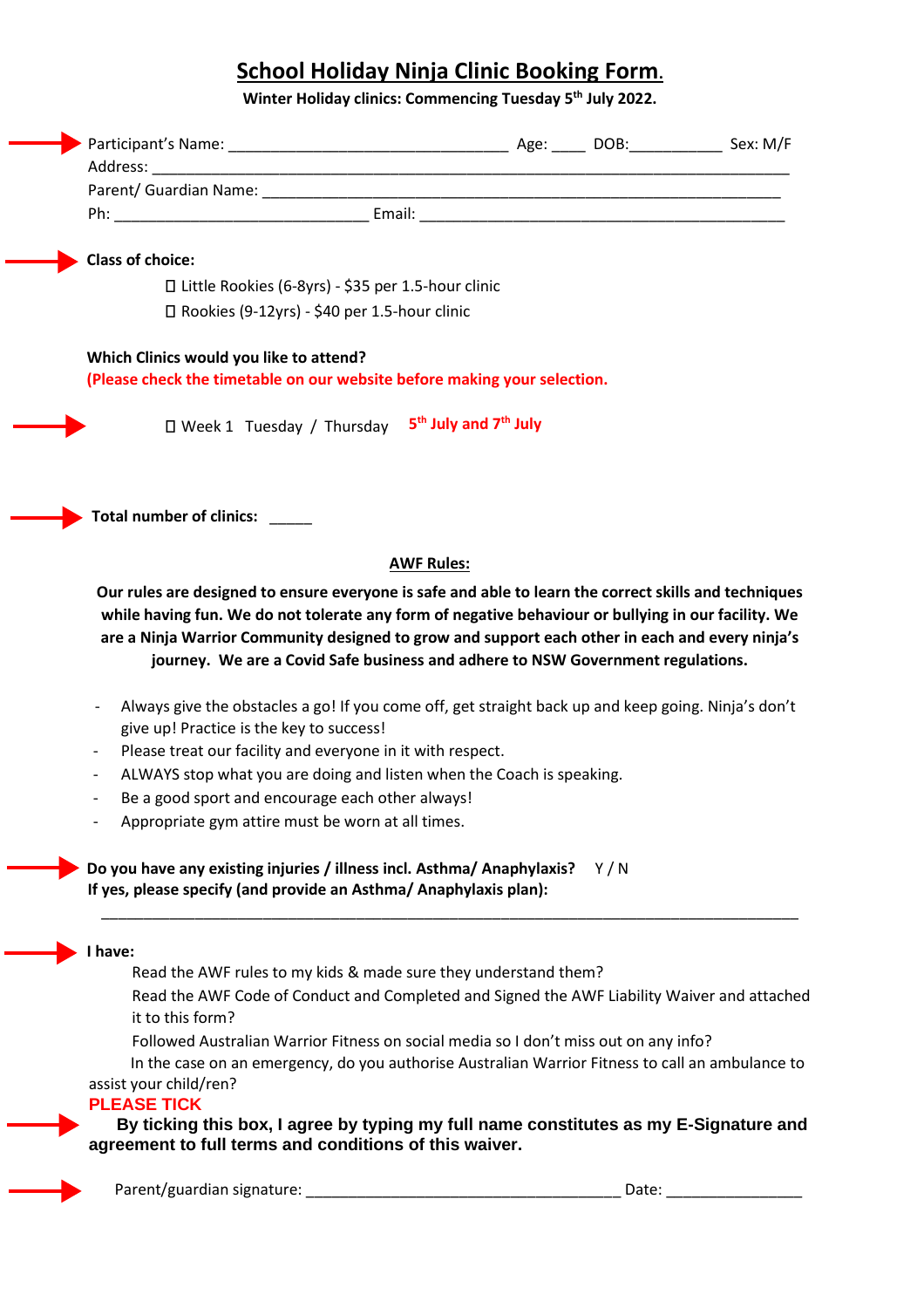# School Holiday Ninja Clinic Booking Form.

**Winter Holiday clinics: Commencing Tuesday 5th July 2022.**

Participant's Name: _______________________________ Age: ____ DOB:__________ Sex: M/F
Address: ______________________________________________________________________
Parent/ Guardian Name: _________________________________________________________
Ph: ____________________________ Email: ________________________________________

**Class of choice:**

- ☐ Little Rookies (6-8yrs) - $35 per 1.5-hour clinic
- ☐ Rookies (9-12yrs) - $40 per 1.5-hour clinic

**Which Clinics would you like to attend?**
**(Please check the timetable on our website before making your selection.**

☐ Week 1 Tuesday / Thursday **5th July and 7th July**

**Total number of clinics:** _____

**AWF Rules:**

**Our rules are designed to ensure everyone is safe and able to learn the correct skills and techniques while having fun. We do not tolerate any form of negative behaviour or bullying in our facility. We are a Ninja Warrior Community designed to grow and support each other in each and every ninja's journey. We are a Covid Safe business and adhere to NSW Government regulations.**

- Always give the obstacles a go! If you come off, get straight back up and keep going. Ninja's don't give up! Practice is the key to success!
- Please treat our facility and everyone in it with respect.
- ALWAYS stop what you are doing and listen when the Coach is speaking.
- Be a good sport and encourage each other always!
- Appropriate gym attire must be worn at all times.

**Do you have any existing injuries / illness incl. Asthma/ Anaphylaxis?** Y / N
**If yes, please specify (and provide an Asthma/ Anaphylaxis plan):**

______________________________________________________________________________

**I have:**

Read the AWF rules to my kids & made sure they understand them?
Read the AWF Code of Conduct and Completed and Signed the AWF Liability Waiver and attached it to this form?
Followed Australian Warrior Fitness on social media so I don't miss out on any info?
In the case on an emergency, do you authorise Australian Warrior Fitness to call an ambulance to assist your child/ren?

**PLEASE TICK**

**By ticking this box, I agree by typing my full name constitutes as my E-Signature and agreement to full terms and conditions of this waiver.**

Parent/guardian signature: ___________________________________ Date: _______________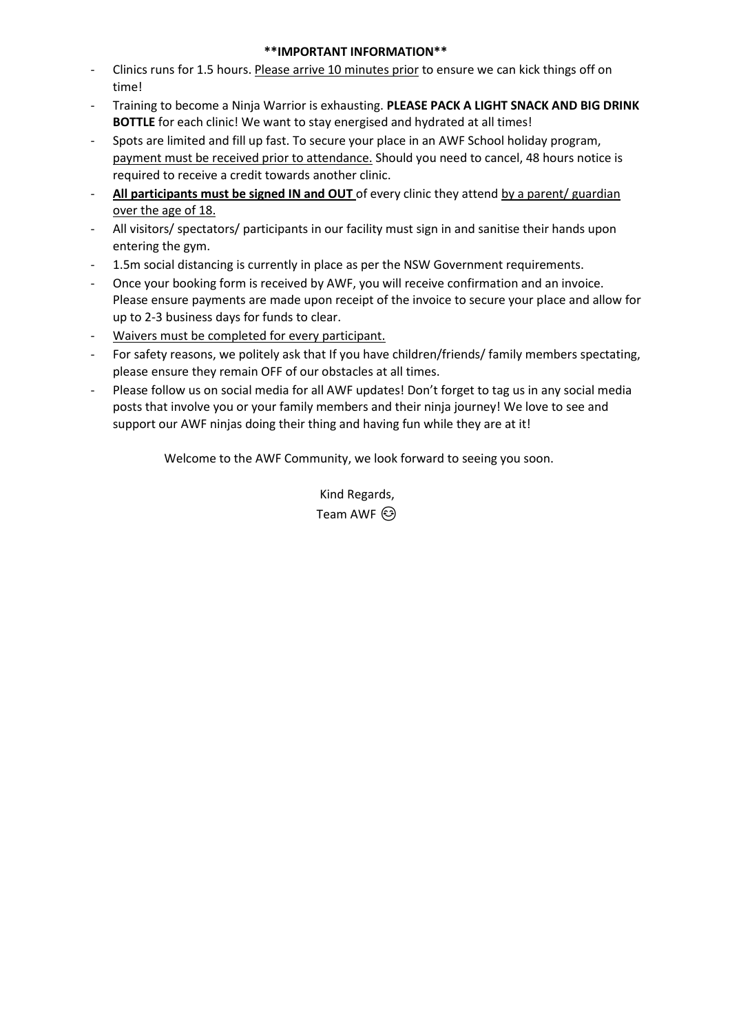**\*\*IMPORTANT INFORMATION\*\***

- Clinics runs for 1.5 hours. Please arrive 10 minutes prior to ensure we can kick things off on time!
- Training to become a Ninja Warrior is exhausting. **PLEASE PACK A LIGHT SNACK AND BIG DRINK BOTTLE** for each clinic! We want to stay energised and hydrated at all times!
- Spots are limited and fill up fast. To secure your place in an AWF School holiday program, payment must be received prior to attendance. Should you need to cancel, 48 hours notice is required to receive a credit towards another clinic.
- **All participants must be signed IN and OUT** of every clinic they attend by a parent/ guardian over the age of 18.
- All visitors/ spectators/ participants in our facility must sign in and sanitise their hands upon entering the gym.
- 1.5m social distancing is currently in place as per the NSW Government requirements.
- Once your booking form is received by AWF, you will receive confirmation and an invoice. Please ensure payments are made upon receipt of the invoice to secure your place and allow for up to 2-3 business days for funds to clear.
- Waivers must be completed for every participant.
- For safety reasons, we politely ask that If you have children/friends/ family members spectating, please ensure they remain OFF of our obstacles at all times.
- Please follow us on social media for all AWF updates! Don't forget to tag us in any social media posts that involve you or your family members and their ninja journey! We love to see and support our AWF ninjas doing their thing and having fun while they are at it!

Welcome to the AWF Community, we look forward to seeing you soon.

Kind Regards,
Team AWF 😉